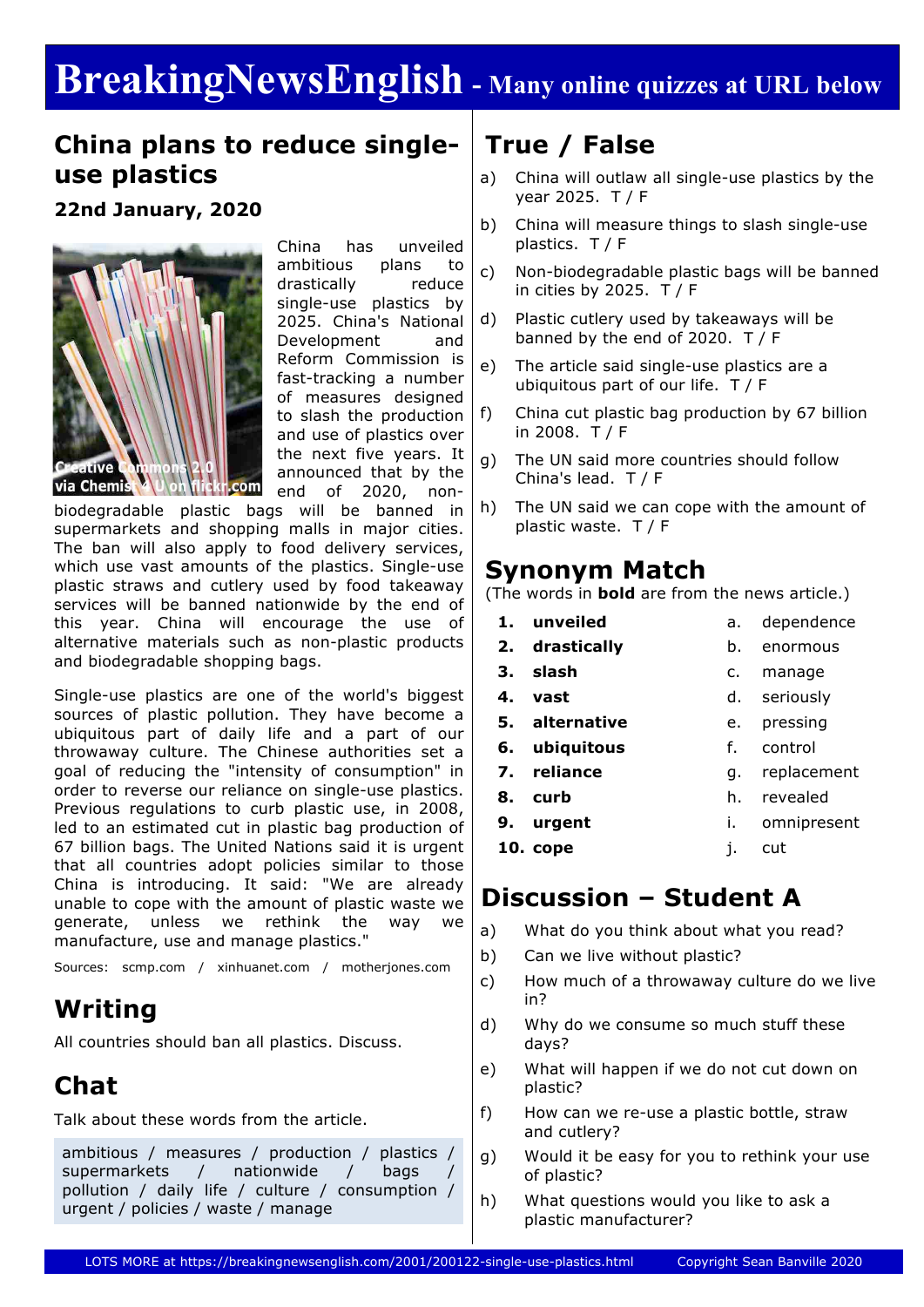# BreakingNewsEnglish - Many online quizzes at URL below

## China plans to reduce single-use plastics

**22nd January, 2020**

Creative Commons 2.0 via Chemist 4 U on flickr.com

China has unveiled ambitious plans to drastically reduce single-use plastics by 2025. China's National Development and Reform Commission is fast-tracking a number of measures designed to slash the production and use of plastics over the next five years. It announced that by the end of 2020, non-biodegradable plastic bags will be banned in supermarkets and shopping malls in major cities. The ban will also apply to food delivery services, which use vast amounts of the plastics. Single-use plastic straws and cutlery used by food takeaway services will be banned nationwide by the end of this year. China will encourage the use of alternative materials such as non-plastic products and biodegradable shopping bags.

Single-use plastics are one of the world's biggest sources of plastic pollution. They have become a ubiquitous part of daily life and a part of our throwaway culture. The Chinese authorities set a goal of reducing the "intensity of consumption" in order to reverse our reliance on single-use plastics. Previous regulations to curb plastic use, in 2008, led to an estimated cut in plastic bag production of 67 billion bags. The United Nations said it is urgent that all countries adopt policies similar to those China is introducing. It said: "We are already unable to cope with the amount of plastic waste we generate, unless we rethink the way we manufacture, use and manage plastics."

Sources: scmp.com / xinhuanet.com / motherjones.com

## Writing

All countries should ban all plastics. Discuss.

## Chat

Talk about these words from the article.

ambitious / measures / production / plastics / supermarkets / nationwide / bags / pollution / daily life / culture / consumption / urgent / policies / waste / manage

## True / False

a) China will outlaw all single-use plastics by the year 2025. T / F

b) China will measure things to slash single-use plastics. T / F

c) Non-biodegradable plastic bags will be banned in cities by 2025. T / F

d) Plastic cutlery used by takeaways will be banned by the end of 2020. T / F

e) The article said single-use plastics are a ubiquitous part of our life. T / F

f) China cut plastic bag production by 67 billion in 2008. T / F

g) The UN said more countries should follow China's lead. T / F

h) The UN said we can cope with the amount of plastic waste. T / F

## Synonym Match

(The words in **bold** are from the news article.)

| | | | |
|---|---|---|---|
| 1. | **unveiled** | a. | dependence |
| 2. | **drastically** | b. | enormous |
| 3. | **slash** | c. | manage |
| 4. | **vast** | d. | seriously |
| 5. | **alternative** | e. | pressing |
| 6. | **ubiquitous** | f. | control |
| 7. | **reliance** | g. | replacement |
| 8. | **curb** | h. | revealed |
| 9. | **urgent** | i. | omnipresent |
| 10. | **cope** | j. | cut |

## Discussion – Student A

a) What do you think about what you read?

b) Can we live without plastic?

c) How much of a throwaway culture do we live in?

d) Why do we consume so much stuff these days?

e) What will happen if we do not cut down on plastic?

f) How can we re-use a plastic bottle, straw and cutlery?

g) Would it be easy for you to rethink your use of plastic?

h) What questions would you like to ask a plastic manufacturer?

LOTS MORE at https://breakingnewsenglish.com/2001/200122-single-use-plastics.html Copyright Sean Banville 2020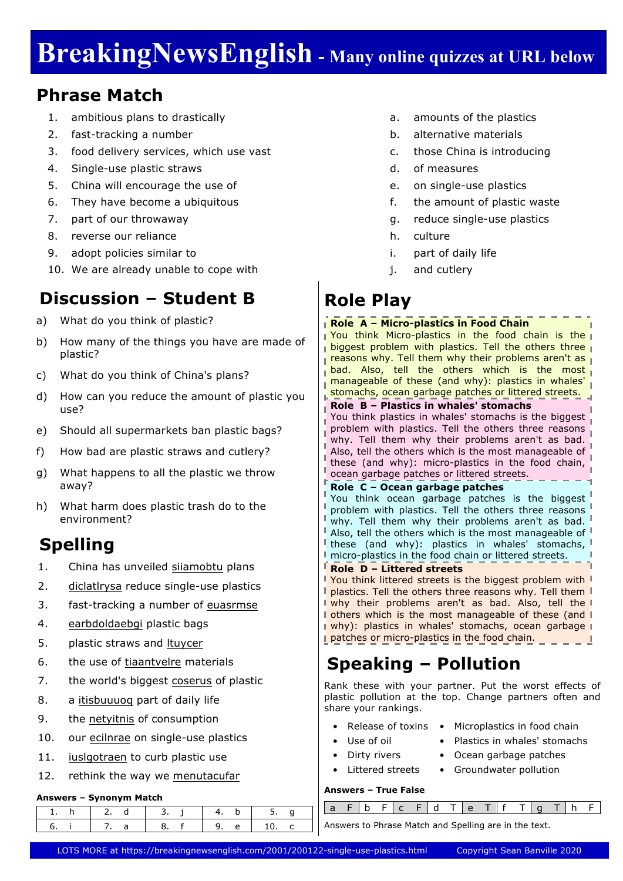# BreakingNewsEnglish - Many online quizzes at URL below

## Phrase Match

1. ambitious plans to drastically
2. fast-tracking a number
3. food delivery services, which use vast
4. Single-use plastic straws
5. China will encourage the use of
6. They have become a ubiquitous
7. part of our throwaway
8. reverse our reliance
9. adopt policies similar to
10. We are already unable to cope with

a. amounts of the plastics
b. alternative materials
c. those China is introducing
d. of measures
e. on single-use plastics
f. the amount of plastic waste
g. reduce single-use plastics
h. culture
i. part of daily life
j. and cutlery

## Discussion – Student B

a) What do you think of plastic?
b) How many of the things you have are made of plastic?
c) What do you think of China's plans?
d) How can you reduce the amount of plastic you use?
e) Should all supermarkets ban plastic bags?
f) How bad are plastic straws and cutlery?
g) What happens to all the plastic we throw away?
h) What harm does plastic trash do to the environment?

## Spelling

1. China has unveiled siiamobtu plans
2. diclatlrysa reduce single-use plastics
3. fast-tracking a number of euasrmse
4. earbdoldaebgi plastic bags
5. plastic straws and ltuycer
6. the use of tiaantvelre materials
7. the world's biggest coserus of plastic
8. a itisbuuuoq part of daily life
9. the netyitnis of consumption
10. our ecilnrae on single-use plastics
11. iuslgotraen to curb plastic use
12. rethink the way we menutacufar

**Answers – Synonym Match**

| | | | | |
|---|---|---|---|---|
| 1. h | 2. d | 3. j | 4. b | 5. g |
| 6. i | 7. a | 8. f | 9. e | 10. c |

## Role Play

**Role A – Micro-plastics in Food Chain**
You think Micro-plastics in the food chain is the biggest problem with plastics. Tell the others three reasons why. Tell them why their problems aren't as bad. Also, tell the others which is the most manageable of these (and why): plastics in whales' stomachs, ocean garbage patches or littered streets.

**Role B – Plastics in whales' stomachs**
You think plastics in whales' stomachs is the biggest problem with plastics. Tell the others three reasons why. Tell them why their problems aren't as bad. Also, tell the others which is the most manageable of these (and why): micro-plastics in the food chain, ocean garbage patches or littered streets.

**Role C – Ocean garbage patches**
You think ocean garbage patches is the biggest problem with plastics. Tell the others three reasons why. Tell them why their problems aren't as bad. Also, tell the others which is the most manageable of these (and why): plastics in whales' stomachs, micro-plastics in the food chain or littered streets.

**Role D – Littered streets**
You think littered streets is the biggest problem with plastics. Tell the others three reasons why. Tell them why their problems aren't as bad. Also, tell the others which is the most manageable of these (and why): plastics in whales' stomachs, ocean garbage patches or micro-plastics in the food chain.

## Speaking – Pollution

Rank these with your partner. Put the worst effects of plastic pollution at the top. Change partners often and share your rankings.

- Release of toxins
- Use of oil
- Dirty rivers
- Littered streets
- Microplastics in food chain
- Plastics in whales' stomachs
- Ocean garbage patches
- Groundwater pollution

**Answers – True False**

| | | | | | | | | | | | | | | | |
|---|---|---|---|---|---|---|---|---|---|---|---|---|---|---|---|
| a | F | b | F | c | F | d | T | e | T | f | T | g | T | h | F |

Answers to Phrase Match and Spelling are in the text.

LOTS MORE at https://breakingnewsenglish.com/2001/200122-single-use-plastics.html Copyright Sean Banville 2020